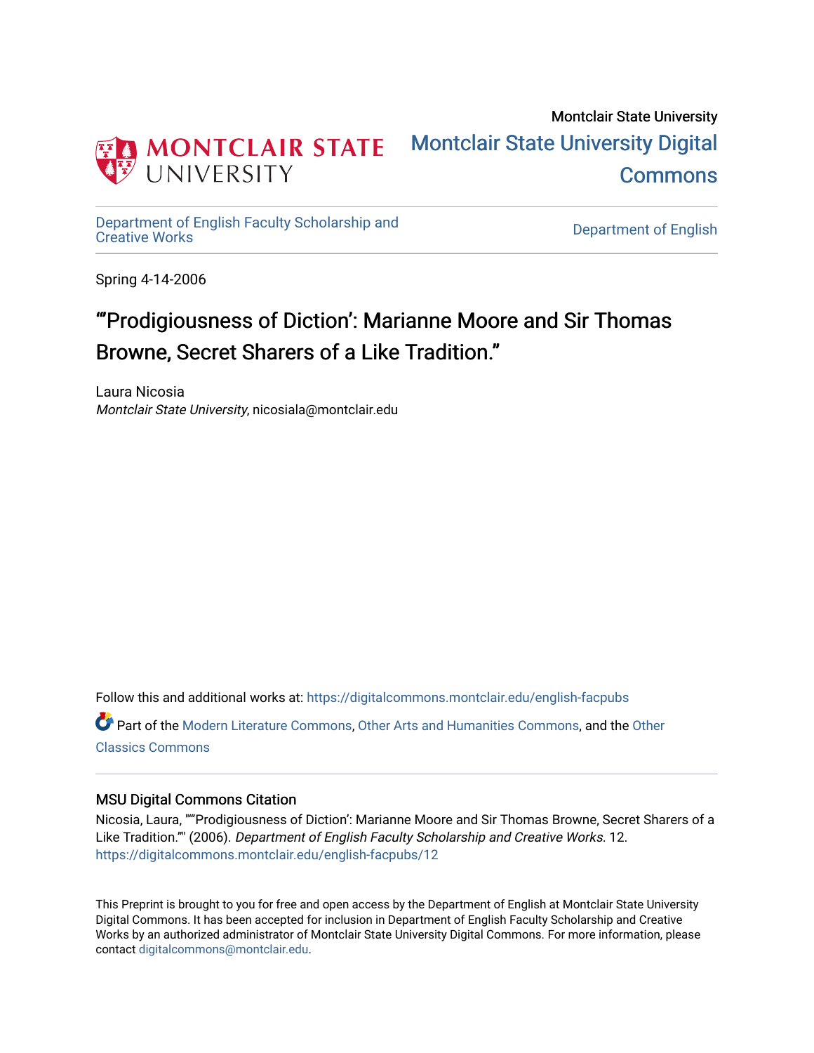Montclair State University

# Montclair State University Digital Commons

Department of English Faculty Scholarship and Creative Works

Department of English

Spring 4-14-2006

## "'Prodigiousness of Diction': Marianne Moore and Sir Thomas Browne, Secret Sharers of a Like Tradition."

Laura Nicosia
*Montclair State University*, nicosiala@montclair.edu

Follow this and additional works at: https://digitalcommons.montclair.edu/english-facpubs

Part of the Modern Literature Commons, Other Arts and Humanities Commons, and the Other Classics Commons

### MSU Digital Commons Citation

Nicosia, Laura, ""'Prodigiousness of Diction': Marianne Moore and Sir Thomas Browne, Secret Sharers of a Like Tradition."" (2006). *Department of English Faculty Scholarship and Creative Works*. 12.
https://digitalcommons.montclair.edu/english-facpubs/12

This Preprint is brought to you for free and open access by the Department of English at Montclair State University Digital Commons. It has been accepted for inclusion in Department of English Faculty Scholarship and Creative Works by an authorized administrator of Montclair State University Digital Commons. For more information, please contact digitalcommons@montclair.edu.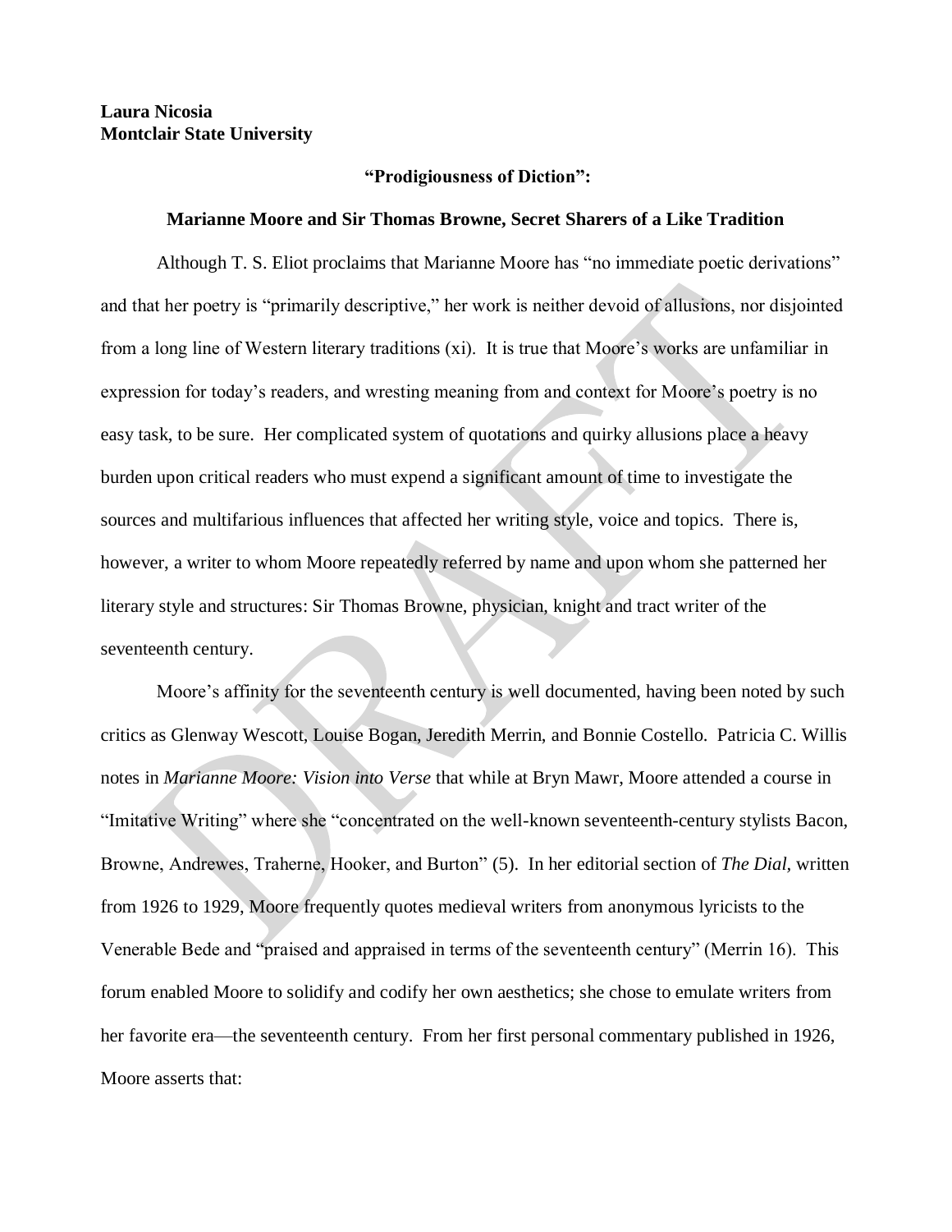**Laura Nicosia**
**Montclair State University**

## "Prodigiousness of Diction":

## Marianne Moore and Sir Thomas Browne, Secret Sharers of a Like Tradition

Although T. S. Eliot proclaims that Marianne Moore has "no immediate poetic derivations" and that her poetry is "primarily descriptive," her work is neither devoid of allusions, nor disjointed from a long line of Western literary traditions (xi). It is true that Moore's works are unfamiliar in expression for today's readers, and wresting meaning from and context for Moore's poetry is no easy task, to be sure. Her complicated system of quotations and quirky allusions place a heavy burden upon critical readers who must expend a significant amount of time to investigate the sources and multifarious influences that affected her writing style, voice and topics. There is, however, a writer to whom Moore repeatedly referred by name and upon whom she patterned her literary style and structures: Sir Thomas Browne, physician, knight and tract writer of the seventeenth century.

Moore's affinity for the seventeenth century is well documented, having been noted by such critics as Glenway Wescott, Louise Bogan, Jeredith Merrin, and Bonnie Costello. Patricia C. Willis notes in *Marianne Moore: Vision into Verse* that while at Bryn Mawr, Moore attended a course in "Imitative Writing" where she "concentrated on the well-known seventeenth-century stylists Bacon, Browne, Andrewes, Traherne, Hooker, and Burton" (5). In her editorial section of *The Dial*, written from 1926 to 1929, Moore frequently quotes medieval writers from anonymous lyricists to the Venerable Bede and "praised and appraised in terms of the seventeenth century" (Merrin 16). This forum enabled Moore to solidify and codify her own aesthetics; she chose to emulate writers from her favorite era—the seventeenth century. From her first personal commentary published in 1926, Moore asserts that: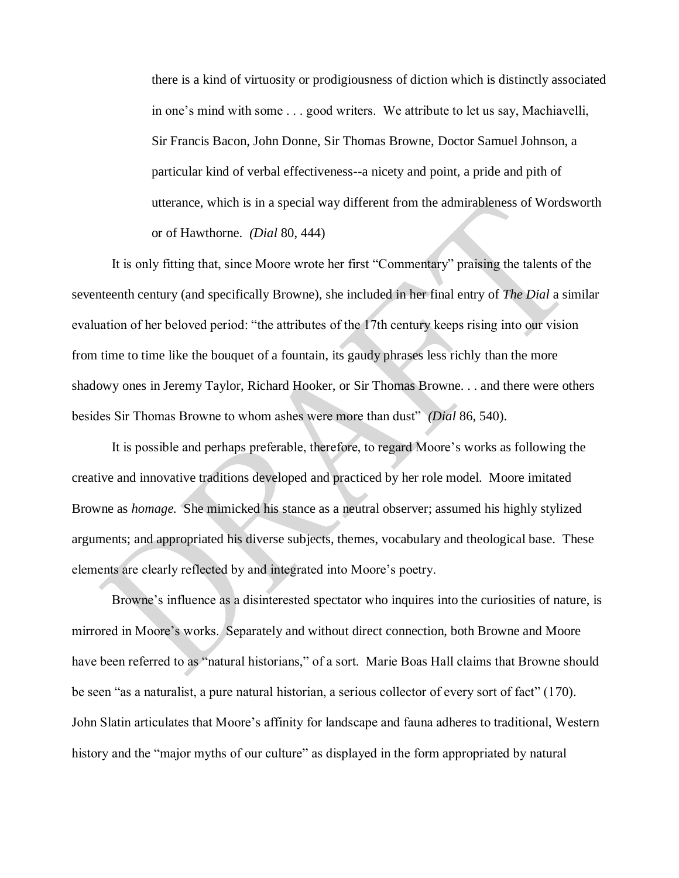> there is a kind of virtuosity or prodigiousness of diction which is distinctly associated in one's mind with some . . . good writers. We attribute to let us say, Machiavelli, Sir Francis Bacon, John Donne, Sir Thomas Browne, Doctor Samuel Johnson, a particular kind of verbal effectiveness--a nicety and point, a pride and pith of utterance, which is in a special way different from the admirableness of Wordsworth or of Hawthorne. *(Dial* 80, 444)

It is only fitting that, since Moore wrote her first "Commentary" praising the talents of the seventeenth century (and specifically Browne), she included in her final entry of *The Dial* a similar evaluation of her beloved period: "the attributes of the 17th century keeps rising into our vision from time to time like the bouquet of a fountain, its gaudy phrases less richly than the more shadowy ones in Jeremy Taylor, Richard Hooker, or Sir Thomas Browne. . . and there were others besides Sir Thomas Browne to whom ashes were more than dust" *(Dial* 86, 540).

It is possible and perhaps preferable, therefore, to regard Moore's works as following the creative and innovative traditions developed and practiced by her role model. Moore imitated Browne as *homage.* She mimicked his stance as a neutral observer; assumed his highly stylized arguments; and appropriated his diverse subjects, themes, vocabulary and theological base. These elements are clearly reflected by and integrated into Moore's poetry.

Browne's influence as a disinterested spectator who inquires into the curiosities of nature, is mirrored in Moore's works. Separately and without direct connection, both Browne and Moore have been referred to as "natural historians," of a sort. Marie Boas Hall claims that Browne should be seen "as a naturalist, a pure natural historian, a serious collector of every sort of fact" (170). John Slatin articulates that Moore's affinity for landscape and fauna adheres to traditional, Western history and the "major myths of our culture" as displayed in the form appropriated by natural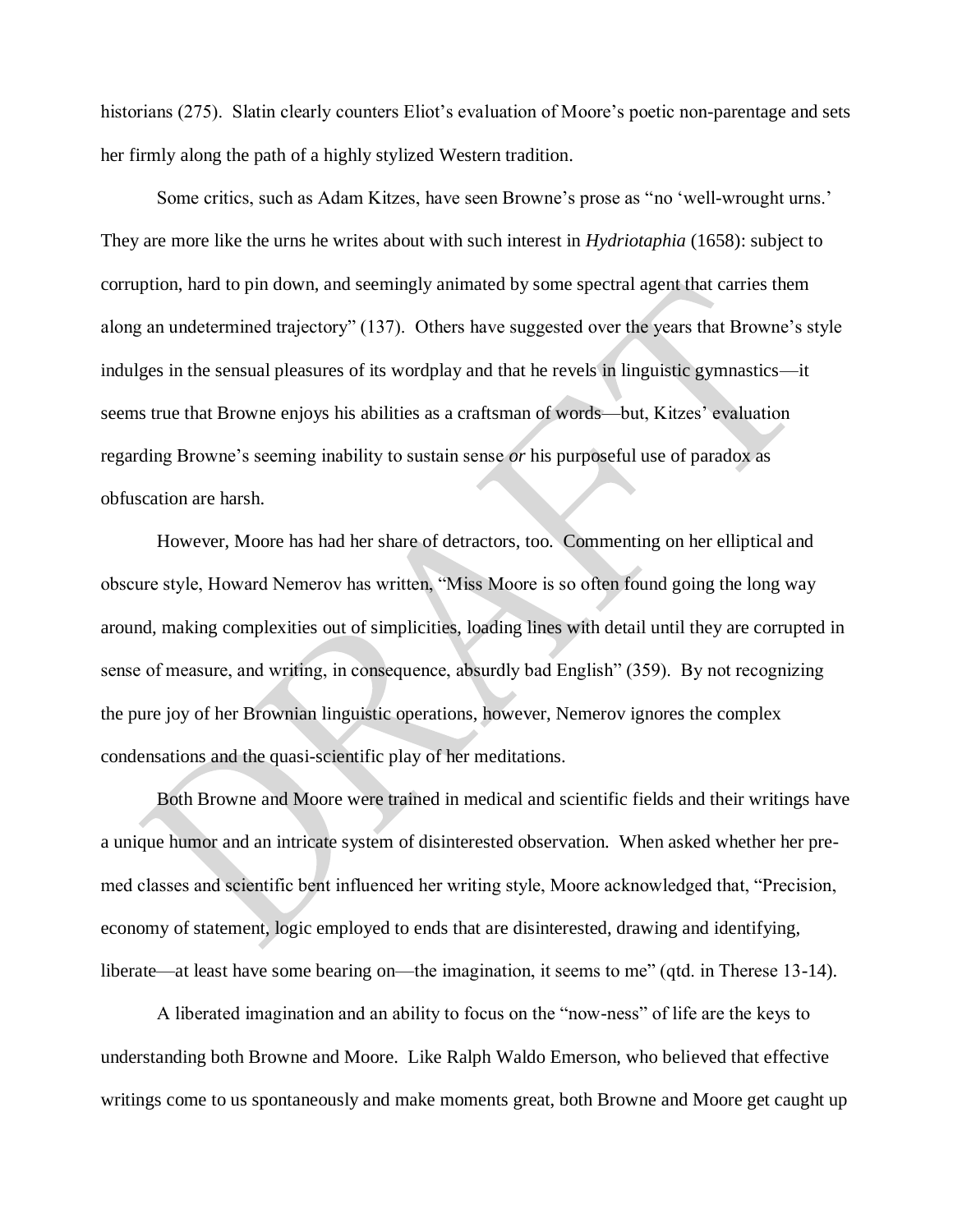historians (275). Slatin clearly counters Eliot's evaluation of Moore's poetic non-parentage and sets her firmly along the path of a highly stylized Western tradition.

Some critics, such as Adam Kitzes, have seen Browne's prose as "no 'well-wrought urns.' They are more like the urns he writes about with such interest in *Hydriotaphia* (1658): subject to corruption, hard to pin down, and seemingly animated by some spectral agent that carries them along an undetermined trajectory" (137). Others have suggested over the years that Browne's style indulges in the sensual pleasures of its wordplay and that he revels in linguistic gymnastics—it seems true that Browne enjoys his abilities as a craftsman of words—but, Kitzes' evaluation regarding Browne's seeming inability to sustain sense *or* his purposeful use of paradox as obfuscation are harsh.

However, Moore has had her share of detractors, too. Commenting on her elliptical and obscure style, Howard Nemerov has written, "Miss Moore is so often found going the long way around, making complexities out of simplicities, loading lines with detail until they are corrupted in sense of measure, and writing, in consequence, absurdly bad English" (359). By not recognizing the pure joy of her Brownian linguistic operations, however, Nemerov ignores the complex condensations and the quasi-scientific play of her meditations.

Both Browne and Moore were trained in medical and scientific fields and their writings have a unique humor and an intricate system of disinterested observation. When asked whether her pre-med classes and scientific bent influenced her writing style, Moore acknowledged that, "Precision, economy of statement, logic employed to ends that are disinterested, drawing and identifying, liberate—at least have some bearing on—the imagination, it seems to me" (qtd. in Therese 13-14).

A liberated imagination and an ability to focus on the "now-ness" of life are the keys to understanding both Browne and Moore. Like Ralph Waldo Emerson, who believed that effective writings come to us spontaneously and make moments great, both Browne and Moore get caught up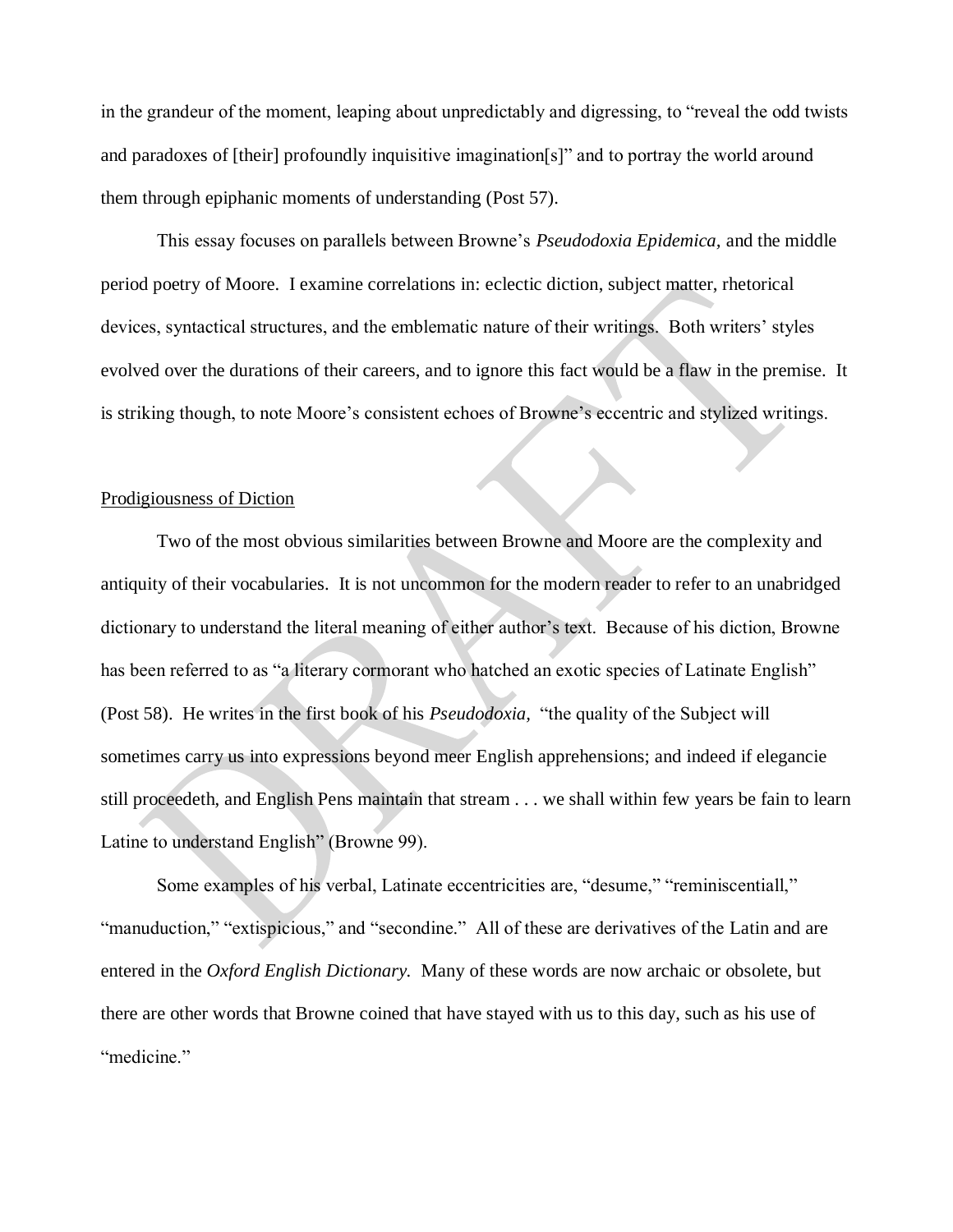in the grandeur of the moment, leaping about unpredictably and digressing, to "reveal the odd twists and paradoxes of [their] profoundly inquisitive imagination[s]" and to portray the world around them through epiphanic moments of understanding (Post 57).

This essay focuses on parallels between Browne's *Pseudodoxia Epidemica,* and the middle period poetry of Moore. I examine correlations in: eclectic diction, subject matter, rhetorical devices, syntactical structures, and the emblematic nature of their writings. Both writers' styles evolved over the durations of their careers, and to ignore this fact would be a flaw in the premise. It is striking though, to note Moore's consistent echoes of Browne's eccentric and stylized writings.

<u>Prodigiousness of Diction</u>

Two of the most obvious similarities between Browne and Moore are the complexity and antiquity of their vocabularies. It is not uncommon for the modern reader to refer to an unabridged dictionary to understand the literal meaning of either author's text. Because of his diction, Browne has been referred to as "a literary cormorant who hatched an exotic species of Latinate English" (Post 58). He writes in the first book of his *Pseudodoxia,* "the quality of the Subject will sometimes carry us into expressions beyond meer English apprehensions; and indeed if elegancie still proceedeth, and English Pens maintain that stream . . . we shall within few years be fain to learn Latine to understand English" (Browne 99).

Some examples of his verbal, Latinate eccentricities are, "desume," "reminiscentiall," "manuduction," "extispicious," and "secondine." All of these are derivatives of the Latin and are entered in the *Oxford English Dictionary.* Many of these words are now archaic or obsolete, but there are other words that Browne coined that have stayed with us to this day, such as his use of "medicine."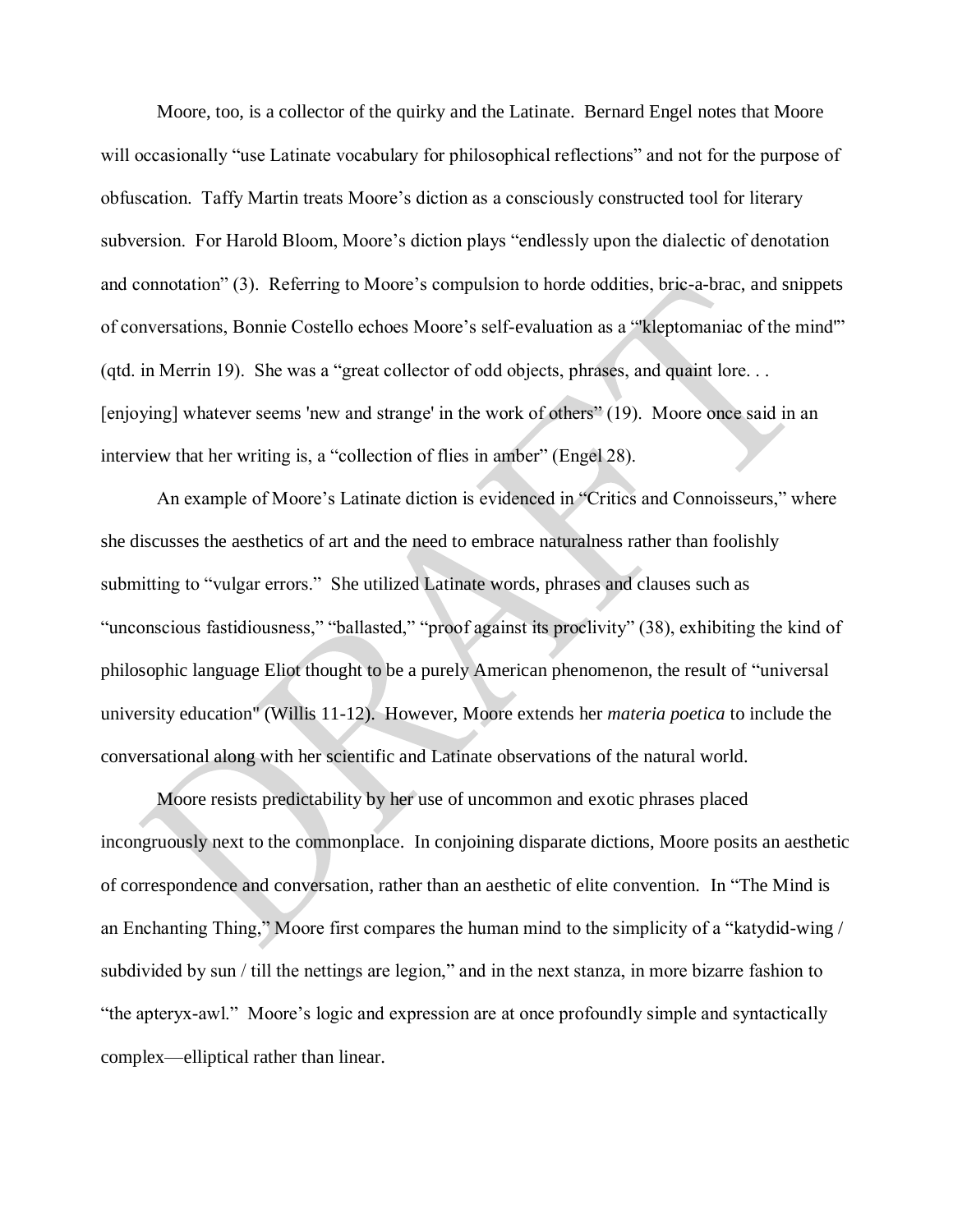Moore, too, is a collector of the quirky and the Latinate. Bernard Engel notes that Moore will occasionally "use Latinate vocabulary for philosophical reflections" and not for the purpose of obfuscation. Taffy Martin treats Moore's diction as a consciously constructed tool for literary subversion. For Harold Bloom, Moore's diction plays "endlessly upon the dialectic of denotation and connotation" (3). Referring to Moore's compulsion to horde oddities, bric-a-brac, and snippets of conversations, Bonnie Costello echoes Moore's self-evaluation as a "'kleptomaniac of the mind'" (qtd. in Merrin 19). She was a "great collector of odd objects, phrases, and quaint lore. . . [enjoying] whatever seems 'new and strange' in the work of others" (19). Moore once said in an interview that her writing is, a "collection of flies in amber" (Engel 28).

An example of Moore's Latinate diction is evidenced in "Critics and Connoisseurs," where she discusses the aesthetics of art and the need to embrace naturalness rather than foolishly submitting to "vulgar errors." She utilized Latinate words, phrases and clauses such as "unconscious fastidiousness," "ballasted," "proof against its proclivity" (38), exhibiting the kind of philosophic language Eliot thought to be a purely American phenomenon, the result of "universal university education" (Willis 11-12). However, Moore extends her *materia poetica* to include the conversational along with her scientific and Latinate observations of the natural world.

Moore resists predictability by her use of uncommon and exotic phrases placed incongruously next to the commonplace. In conjoining disparate dictions, Moore posits an aesthetic of correspondence and conversation, rather than an aesthetic of elite convention. In "The Mind is an Enchanting Thing," Moore first compares the human mind to the simplicity of a "katydid-wing / subdivided by sun / till the nettings are legion," and in the next stanza, in more bizarre fashion to "the apteryx-awl." Moore's logic and expression are at once profoundly simple and syntactically complex—elliptical rather than linear.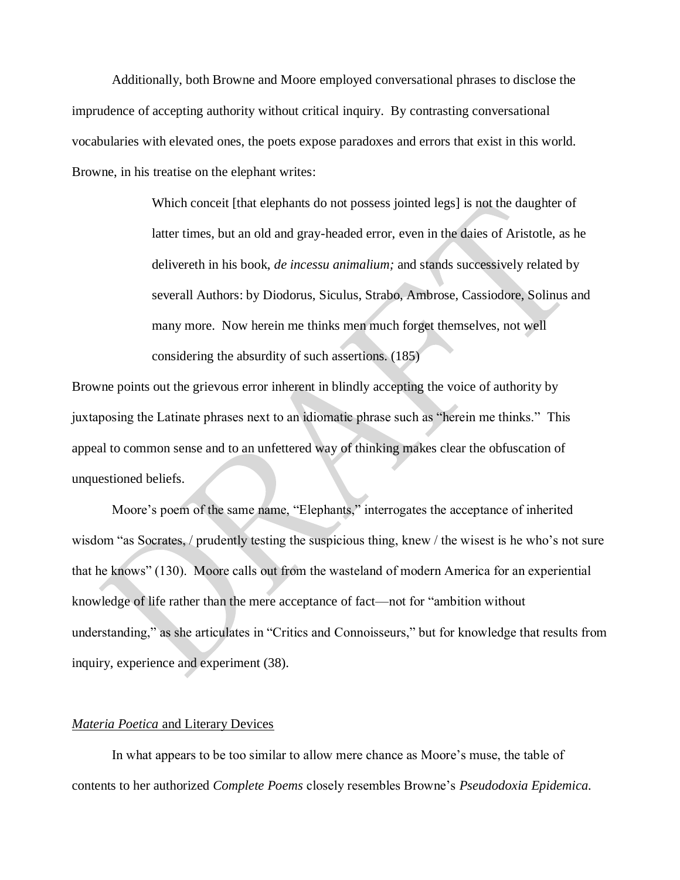Additionally, both Browne and Moore employed conversational phrases to disclose the imprudence of accepting authority without critical inquiry. By contrasting conversational vocabularies with elevated ones, the poets expose paradoxes and errors that exist in this world. Browne, in his treatise on the elephant writes:

> Which conceit [that elephants do not possess jointed legs] is not the daughter of latter times, but an old and gray-headed error, even in the daies of Aristotle, as he delivereth in his book, *de incessu animalium;* and stands successively related by severall Authors: by Diodorus, Siculus, Strabo, Ambrose, Cassiodore, Solinus and many more. Now herein me thinks men much forget themselves, not well considering the absurdity of such assertions. (185)

Browne points out the grievous error inherent in blindly accepting the voice of authority by juxtaposing the Latinate phrases next to an idiomatic phrase such as "herein me thinks." This appeal to common sense and to an unfettered way of thinking makes clear the obfuscation of unquestioned beliefs.

Moore's poem of the same name, "Elephants," interrogates the acceptance of inherited wisdom "as Socrates, / prudently testing the suspicious thing, knew / the wisest is he who's not sure that he knows" (130). Moore calls out from the wasteland of modern America for an experiential knowledge of life rather than the mere acceptance of fact—not for "ambition without understanding," as she articulates in "Critics and Connoisseurs," but for knowledge that results from inquiry, experience and experiment (38).

## *Materia Poetica* and Literary Devices

In what appears to be too similar to allow mere chance as Moore's muse, the table of contents to her authorized *Complete Poems* closely resembles Browne's *Pseudodoxia Epidemica.*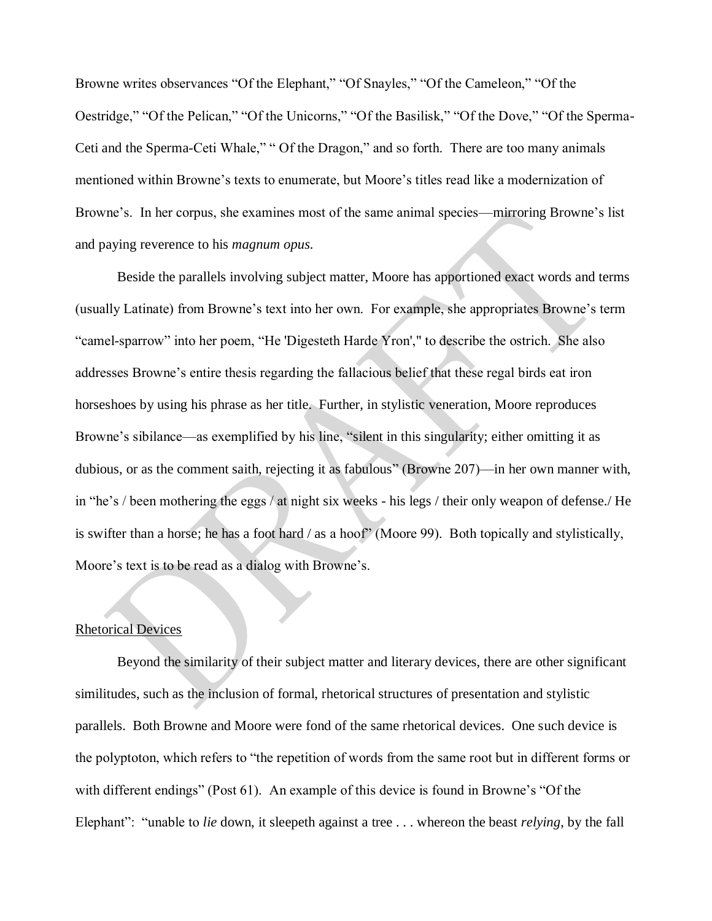Browne writes observances "Of the Elephant," "Of Snayles," "Of the Cameleon," "Of the Oestridge," "Of the Pelican," "Of the Unicorns," "Of the Basilisk," "Of the Dove," "Of the Sperma-Ceti and the Sperma-Ceti Whale," " Of the Dragon," and so forth. There are too many animals mentioned within Browne's texts to enumerate, but Moore's titles read like a modernization of Browne's. In her corpus, she examines most of the same animal species—mirroring Browne's list and paying reverence to his *magnum opus.*

Beside the parallels involving subject matter, Moore has apportioned exact words and terms (usually Latinate) from Browne's text into her own. For example, she appropriates Browne's term "camel-sparrow" into her poem, "He 'Digesteth Harde Yron'," to describe the ostrich. She also addresses Browne's entire thesis regarding the fallacious belief that these regal birds eat iron horseshoes by using his phrase as her title. Further, in stylistic veneration, Moore reproduces Browne's sibilance—as exemplified by his line, "silent in this singularity; either omitting it as dubious, or as the comment saith, rejecting it as fabulous" (Browne 207)—in her own manner with, in "he's / been mothering the eggs / at night six weeks - his legs / their only weapon of defense./ He is swifter than a horse; he has a foot hard / as a hoof" (Moore 99). Both topically and stylistically, Moore's text is to be read as a dialog with Browne's.

## Rhetorical Devices

Beyond the similarity of their subject matter and literary devices, there are other significant similitudes, such as the inclusion of formal, rhetorical structures of presentation and stylistic parallels. Both Browne and Moore were fond of the same rhetorical devices. One such device is the polyptoton, which refers to "the repetition of words from the same root but in different forms or with different endings" (Post 61). An example of this device is found in Browne's "Of the Elephant": "unable to *lie* down, it sleepeth against a tree . . . whereon the beast *relying*, by the fall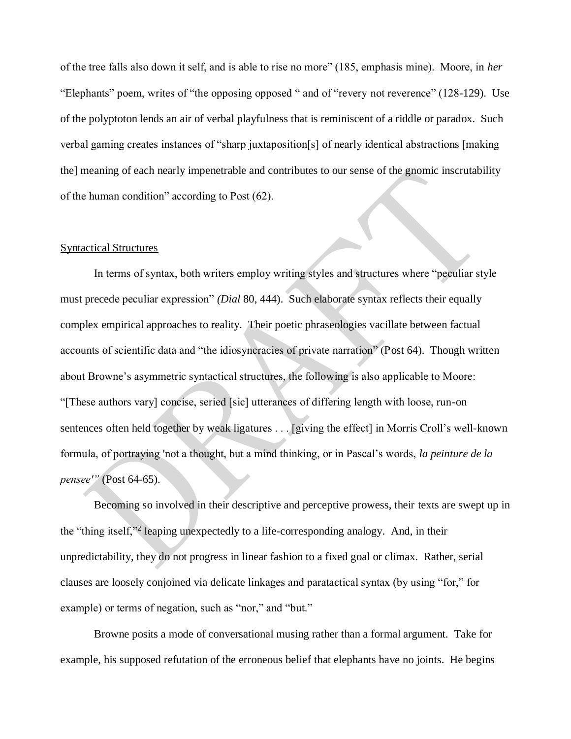of the tree falls also down it self, and is able to rise no more" (185, emphasis mine). Moore, in *her* "Elephants" poem, writes of "the opposing opposed " and of "revery not reverence" (128-129). Use of the polyptoton lends an air of verbal playfulness that is reminiscent of a riddle or paradox. Such verbal gaming creates instances of "sharp juxtaposition[s] of nearly identical abstractions [making the] meaning of each nearly impenetrable and contributes to our sense of the gnomic inscrutability of the human condition" according to Post (62).

<u>Syntactical Structures</u>

In terms of syntax, both writers employ writing styles and structures where "peculiar style must precede peculiar expression" *(Dial* 80, 444). Such elaborate syntax reflects their equally complex empirical approaches to reality. Their poetic phraseologies vacillate between factual accounts of scientific data and "the idiosyncracies of private narration" (Post 64). Though written about Browne's asymmetric syntactical structures, the following is also applicable to Moore: "[These authors vary] concise, seried [sic] utterances of differing length with loose, run-on sentences often held together by weak ligatures . . . [giving the effect] in Morris Croll's well-known formula, of portraying 'not a thought, but a mind thinking, or in Pascal's words, *la peinture de la pensee'"* (Post 64-65).

Becoming so involved in their descriptive and perceptive prowess, their texts are swept up in the "thing itself,"[2] leaping unexpectedly to a life-corresponding analogy. And, in their unpredictability, they do not progress in linear fashion to a fixed goal or climax. Rather, serial clauses are loosely conjoined via delicate linkages and paratactical syntax (by using "for," for example) or terms of negation, such as "nor," and "but."

Browne posits a mode of conversational musing rather than a formal argument. Take for example, his supposed refutation of the erroneous belief that elephants have no joints. He begins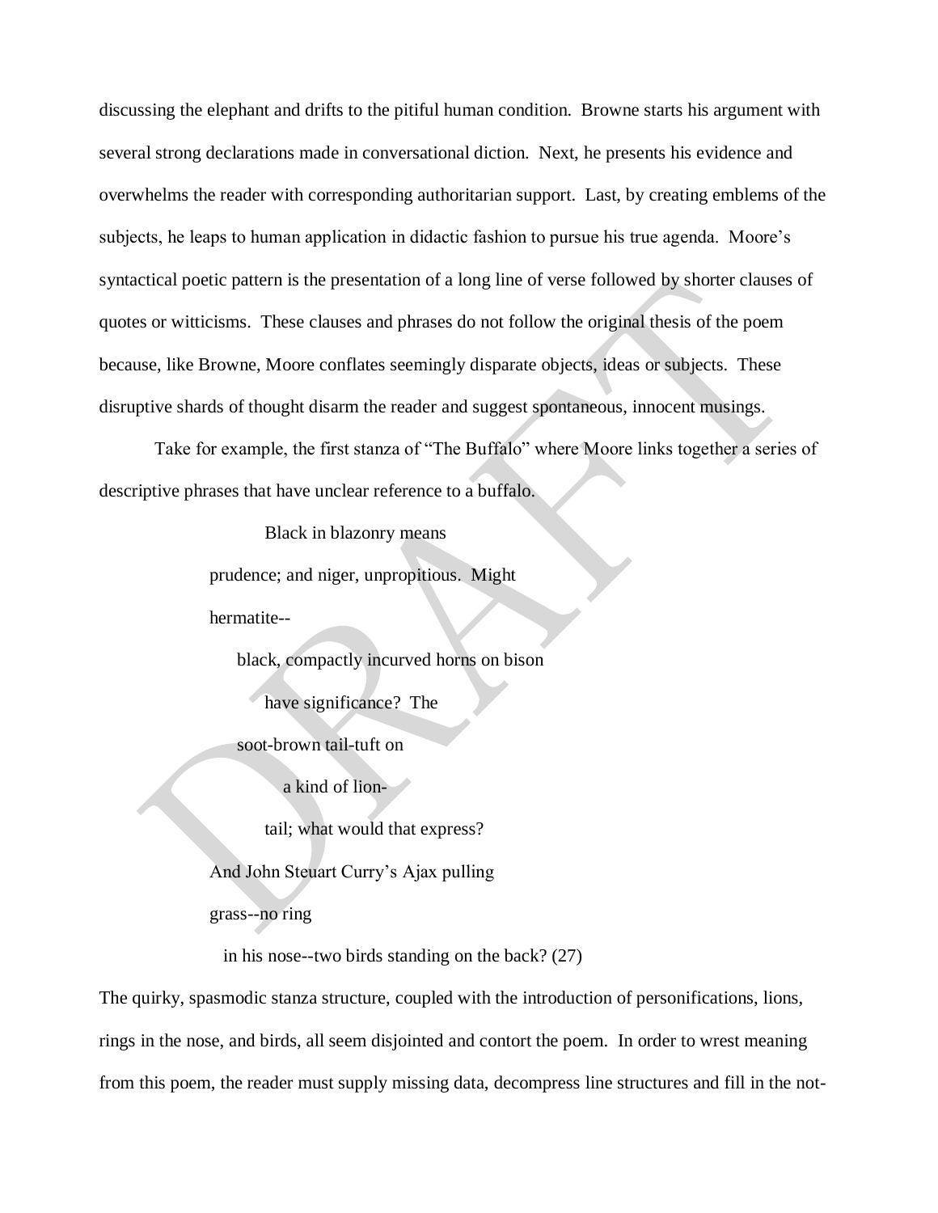discussing the elephant and drifts to the pitiful human condition. Browne starts his argument with several strong declarations made in conversational diction. Next, he presents his evidence and overwhelms the reader with corresponding authoritarian support. Last, by creating emblems of the subjects, he leaps to human application in didactic fashion to pursue his true agenda. Moore's syntactical poetic pattern is the presentation of a long line of verse followed by shorter clauses of quotes or witticisms. These clauses and phrases do not follow the original thesis of the poem because, like Browne, Moore conflates seemingly disparate objects, ideas or subjects. These disruptive shards of thought disarm the reader and suggest spontaneous, innocent musings.

Take for example, the first stanza of "The Buffalo" where Moore links together a series of descriptive phrases that have unclear reference to a buffalo.

> Black in blazonry means
> prudence; and niger, unpropitious. Might
> hermatite--
> black, compactly incurved horns on bison
> have significance? The
> soot-brown tail-tuft on
> a kind of lion-
> tail; what would that express?
> And John Steuart Curry's Ajax pulling
> grass--no ring
> in his nose--two birds standing on the back? (27)

The quirky, spasmodic stanza structure, coupled with the introduction of personifications, lions, rings in the nose, and birds, all seem disjointed and contort the poem. In order to wrest meaning from this poem, the reader must supply missing data, decompress line structures and fill in the not-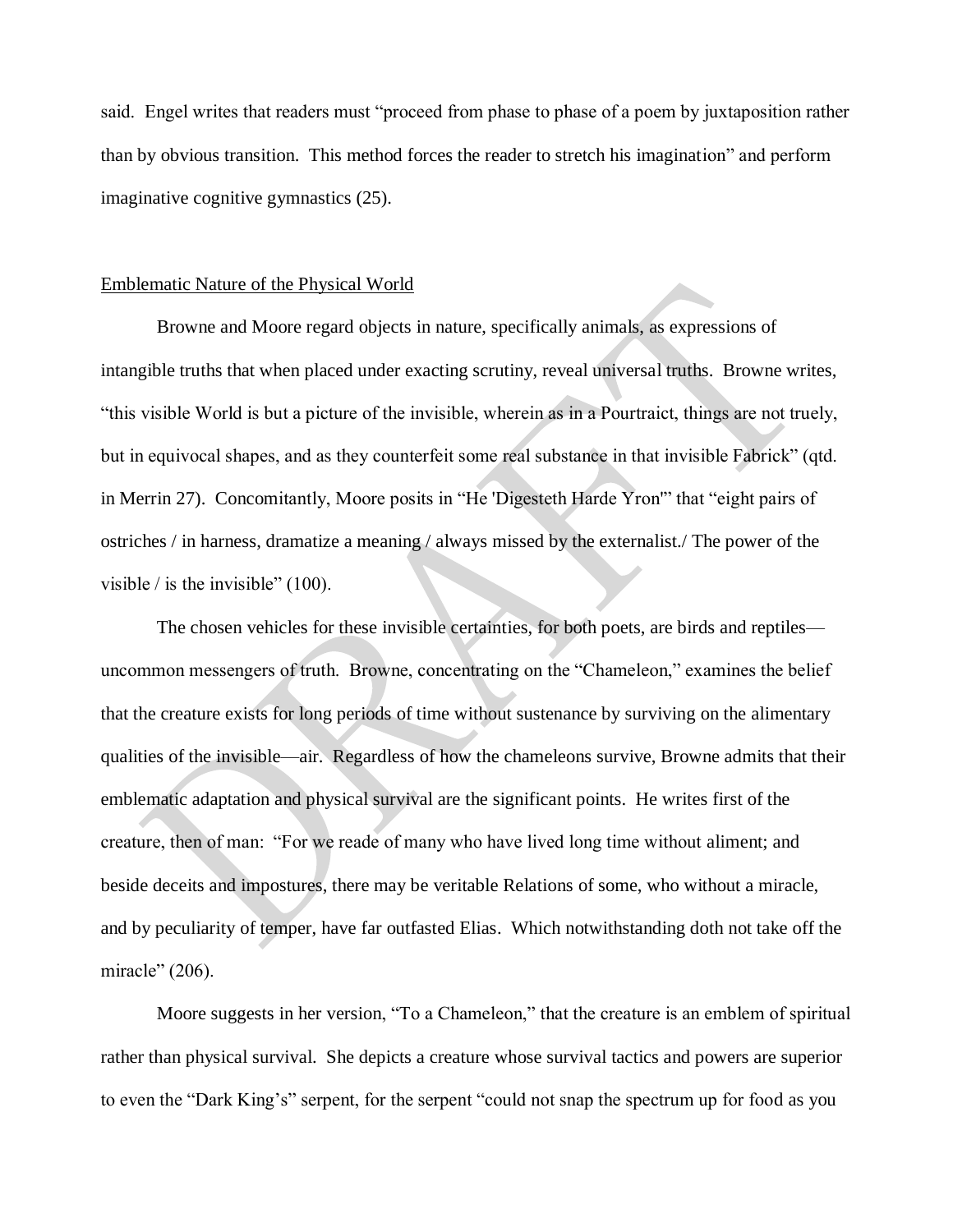said. Engel writes that readers must "proceed from phase to phase of a poem by juxtaposition rather than by obvious transition. This method forces the reader to stretch his imagination" and perform imaginative cognitive gymnastics (25).

## Emblematic Nature of the Physical World

Browne and Moore regard objects in nature, specifically animals, as expressions of intangible truths that when placed under exacting scrutiny, reveal universal truths. Browne writes, "this visible World is but a picture of the invisible, wherein as in a Pourtraict, things are not truely, but in equivocal shapes, and as they counterfeit some real substance in that invisible Fabrick" (qtd. in Merrin 27). Concomitantly, Moore posits in "He 'Digesteth Harde Yron'" that "eight pairs of ostriches / in harness, dramatize a meaning / always missed by the externalist./ The power of the visible / is the invisible" (100).

The chosen vehicles for these invisible certainties, for both poets, are birds and reptiles—uncommon messengers of truth. Browne, concentrating on the "Chameleon," examines the belief that the creature exists for long periods of time without sustenance by surviving on the alimentary qualities of the invisible—air. Regardless of how the chameleons survive, Browne admits that their emblematic adaptation and physical survival are the significant points. He writes first of the creature, then of man: "For we reade of many who have lived long time without aliment; and beside deceits and impostures, there may be veritable Relations of some, who without a miracle, and by peculiarity of temper, have far outfasted Elias. Which notwithstanding doth not take off the miracle" (206).

Moore suggests in her version, "To a Chameleon," that the creature is an emblem of spiritual rather than physical survival. She depicts a creature whose survival tactics and powers are superior to even the "Dark King's" serpent, for the serpent "could not snap the spectrum up for food as you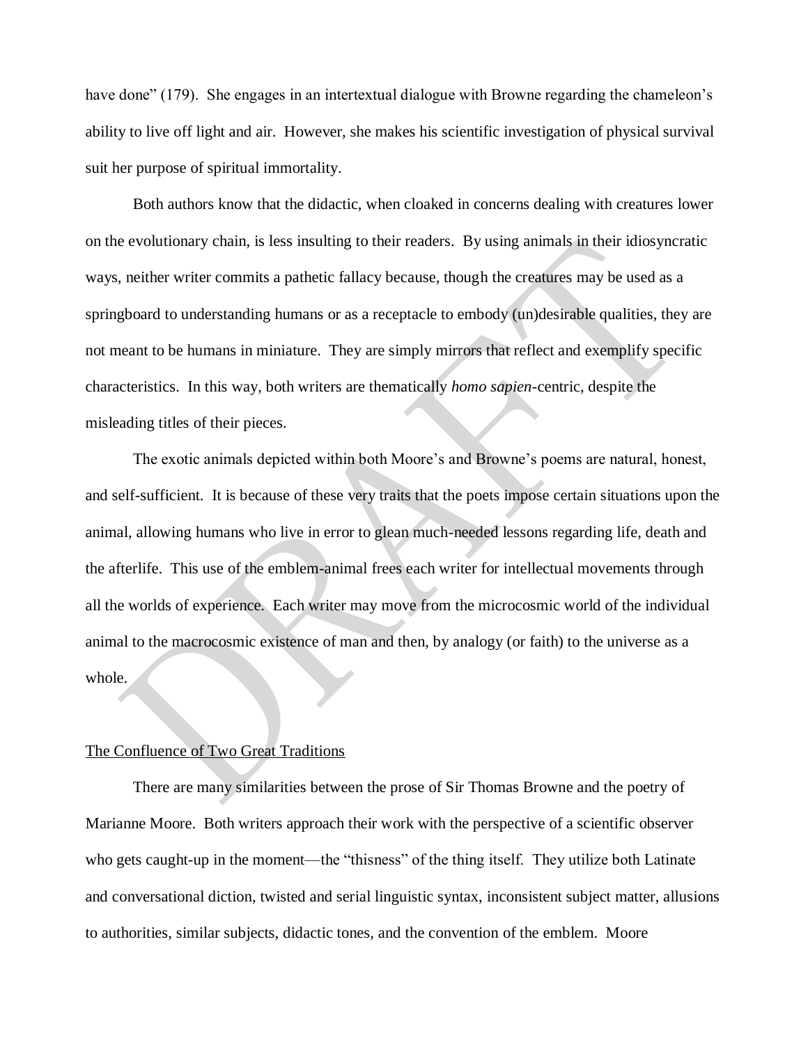have done" (179). She engages in an intertextual dialogue with Browne regarding the chameleon's ability to live off light and air. However, she makes his scientific investigation of physical survival suit her purpose of spiritual immortality.

Both authors know that the didactic, when cloaked in concerns dealing with creatures lower on the evolutionary chain, is less insulting to their readers. By using animals in their idiosyncratic ways, neither writer commits a pathetic fallacy because, though the creatures may be used as a springboard to understanding humans or as a receptacle to embody (un)desirable qualities, they are not meant to be humans in miniature. They are simply mirrors that reflect and exemplify specific characteristics. In this way, both writers are thematically *homo sapien*-centric, despite the misleading titles of their pieces.

The exotic animals depicted within both Moore's and Browne's poems are natural, honest, and self-sufficient. It is because of these very traits that the poets impose certain situations upon the animal, allowing humans who live in error to glean much-needed lessons regarding life, death and the afterlife. This use of the emblem-animal frees each writer for intellectual movements through all the worlds of experience. Each writer may move from the microcosmic world of the individual animal to the macrocosmic existence of man and then, by analogy (or faith) to the universe as a whole.

## The Confluence of Two Great Traditions

There are many similarities between the prose of Sir Thomas Browne and the poetry of Marianne Moore. Both writers approach their work with the perspective of a scientific observer who gets caught-up in the moment—the "thisness" of the thing itself. They utilize both Latinate and conversational diction, twisted and serial linguistic syntax, inconsistent subject matter, allusions to authorities, similar subjects, didactic tones, and the convention of the emblem. Moore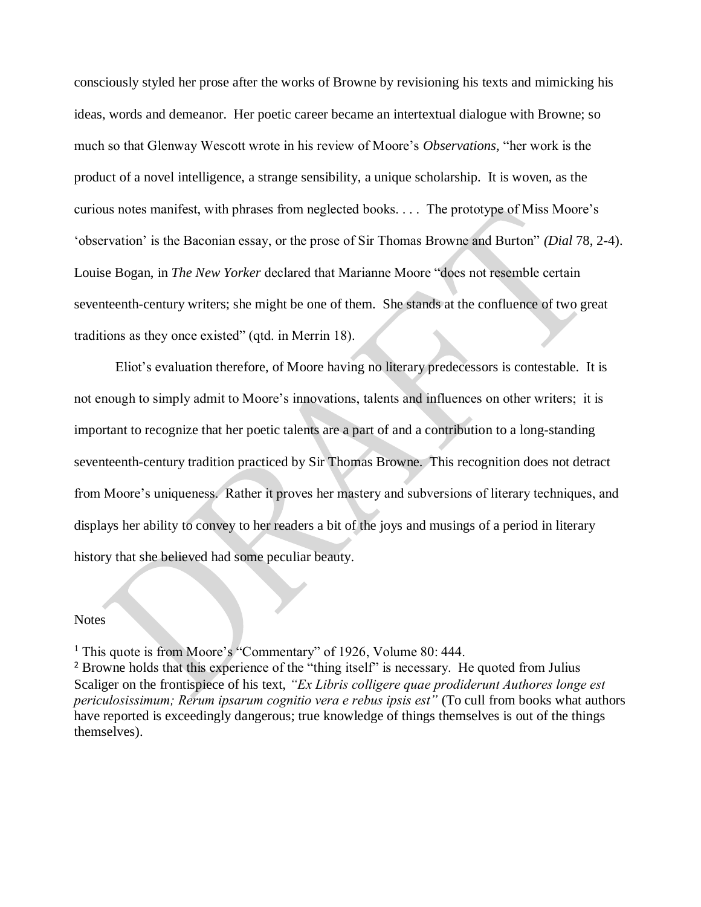consciously styled her prose after the works of Browne by revisioning his texts and mimicking his ideas, words and demeanor. Her poetic career became an intertextual dialogue with Browne; so much so that Glenway Wescott wrote in his review of Moore's *Observations*, "her work is the product of a novel intelligence, a strange sensibility, a unique scholarship. It is woven, as the curious notes manifest, with phrases from neglected books. . . . The prototype of Miss Moore's 'observation' is the Baconian essay, or the prose of Sir Thomas Browne and Burton" *(Dial* 78, 2-4). Louise Bogan, in *The New Yorker* declared that Marianne Moore "does not resemble certain seventeenth-century writers; she might be one of them. She stands at the confluence of two great traditions as they once existed" (qtd. in Merrin 18).

Eliot's evaluation therefore, of Moore having no literary predecessors is contestable. It is not enough to simply admit to Moore's innovations, talents and influences on other writers; it is important to recognize that her poetic talents are a part of and a contribution to a long-standing seventeenth-century tradition practiced by Sir Thomas Browne. This recognition does not detract from Moore's uniqueness. Rather it proves her mastery and subversions of literary techniques, and displays her ability to convey to her readers a bit of the joys and musings of a period in literary history that she believed had some peculiar beauty.

Notes

[1] This quote is from Moore's "Commentary" of 1926, Volume 80: 444.

[2] Browne holds that this experience of the "thing itself" is necessary. He quoted from Julius Scaliger on the frontispiece of his text, *"Ex Libris colligere quae prodiderunt Authores longe est periculosissimum; Rerum ipsarum cognitio vera e rebus ipsis est"* (To cull from books what authors have reported is exceedingly dangerous; true knowledge of things themselves is out of the things themselves).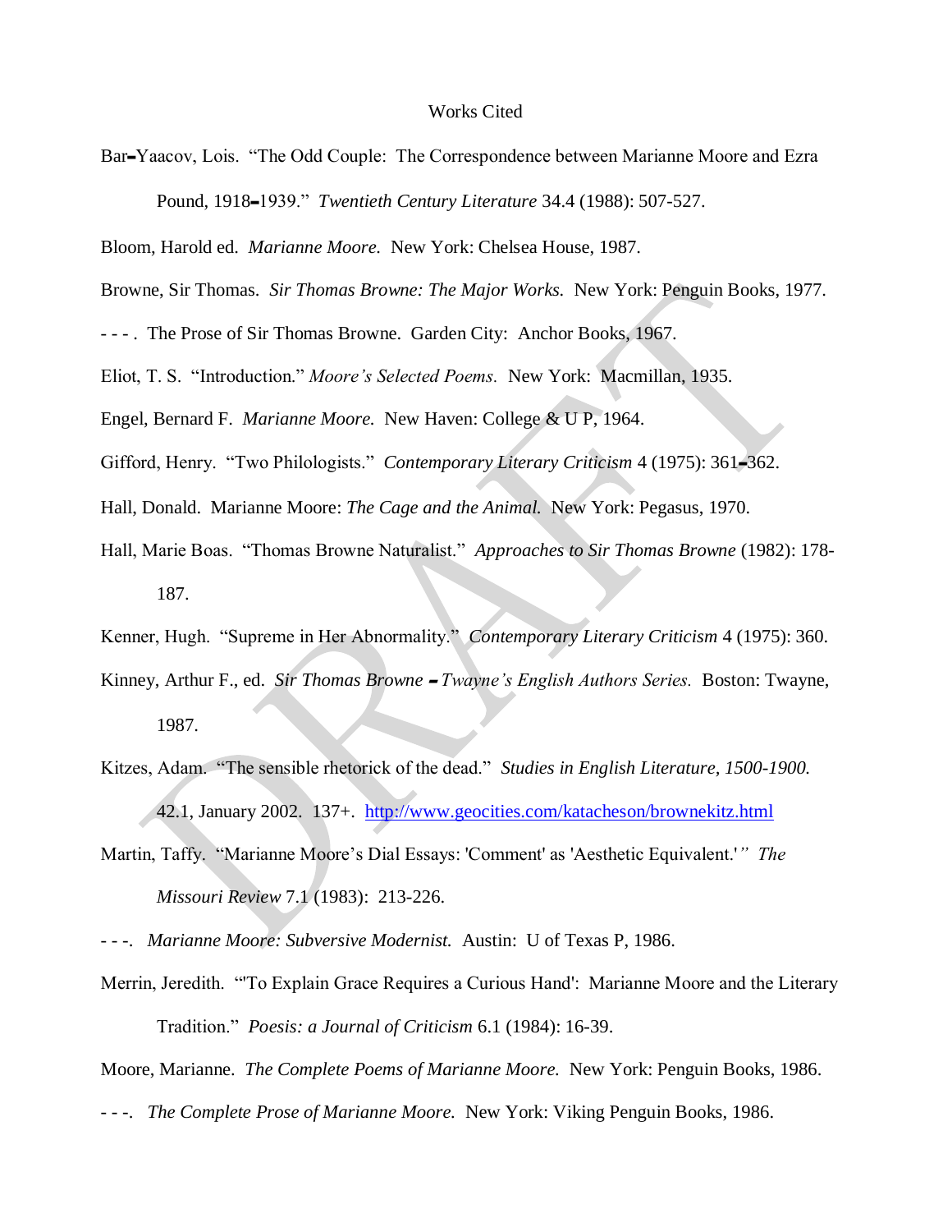# Works Cited

Bar–Yaacov, Lois. "The Odd Couple: The Correspondence between Marianne Moore and Ezra Pound, 1918–1939." *Twentieth Century Literature* 34.4 (1988): 507-527.

Bloom, Harold ed. *Marianne Moore.* New York: Chelsea House, 1987.

Browne, Sir Thomas. *Sir Thomas Browne: The Major Works.* New York: Penguin Books, 1977.

- - - . The Prose of Sir Thomas Browne. Garden City: Anchor Books, 1967.

Eliot, T. S. "Introduction." *Moore's Selected Poems.* New York: Macmillan, 1935.

Engel, Bernard F. *Marianne Moore.* New Haven: College & U P, 1964.

Gifford, Henry. "Two Philologists." *Contemporary Literary Criticism* 4 (1975): 361–362.

Hall, Donald. Marianne Moore: *The Cage and the Animal.* New York: Pegasus, 1970.

Hall, Marie Boas. "Thomas Browne Naturalist." *Approaches to Sir Thomas Browne* (1982): 178-187.

Kenner, Hugh. "Supreme in Her Abnormality." *Contemporary Literary Criticism* 4 (1975): 360.

Kinney, Arthur F., ed. *Sir Thomas Browne – Twayne's English Authors Series.* Boston: Twayne, 1987.

Kitzes, Adam. "The sensible rhetorick of the dead." *Studies in English Literature, 1500-1900.* 42.1, January 2002. 137+. http://www.geocities.com/katacheson/brownekitz.html

Martin, Taffy. "Marianne Moore's Dial Essays: 'Comment' as 'Aesthetic Equivalent.'" *The Missouri Review* 7.1 (1983): 213-226.

- - -. *Marianne Moore: Subversive Modernist.* Austin: U of Texas P, 1986.

Merrin, Jeredith. "'To Explain Grace Requires a Curious Hand': Marianne Moore and the Literary Tradition." *Poesis: a Journal of Criticism* 6.1 (1984): 16-39.

Moore, Marianne. *The Complete Poems of Marianne Moore.* New York: Penguin Books, 1986.

- - -. *The Complete Prose of Marianne Moore.* New York: Viking Penguin Books, 1986.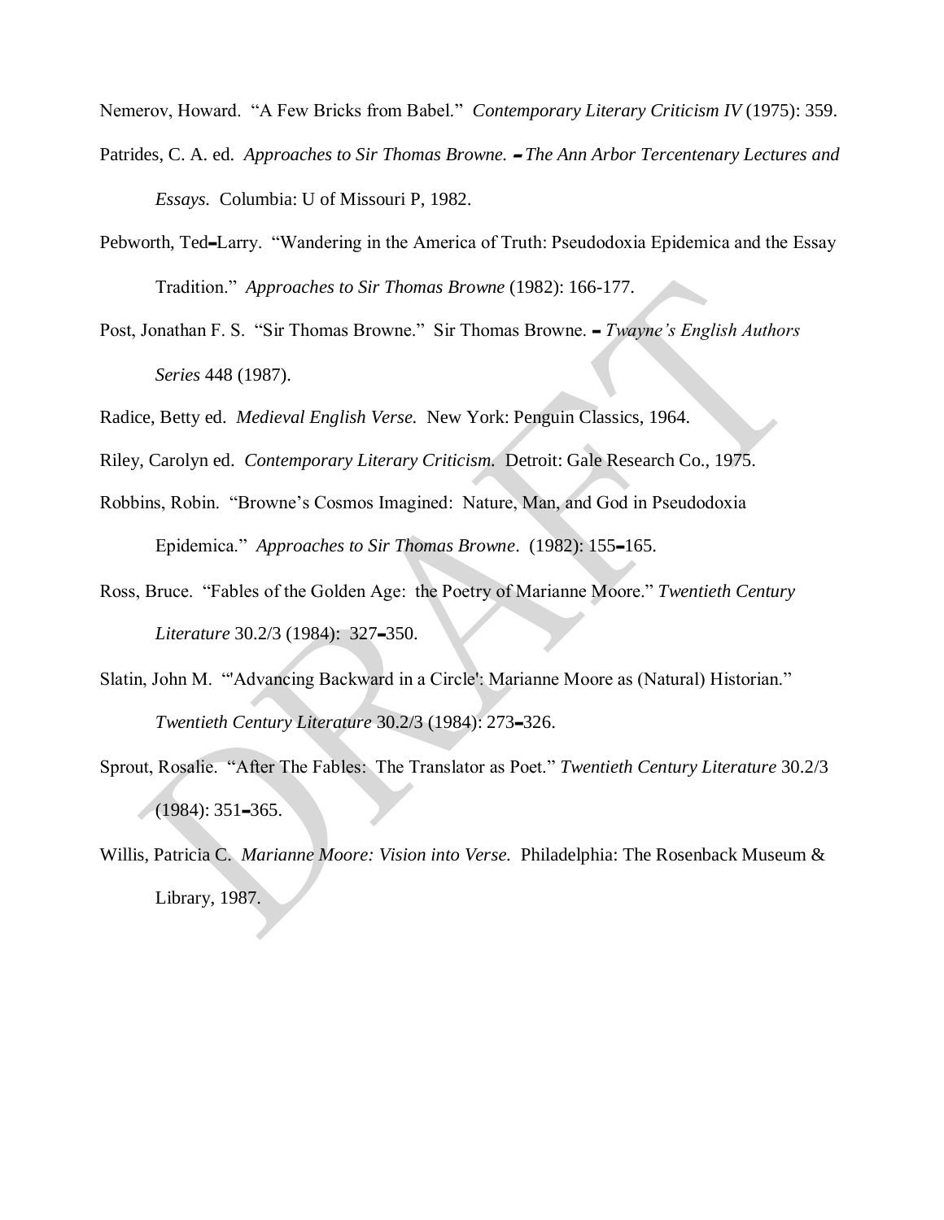Nemerov, Howard. "A Few Bricks from Babel." *Contemporary Literary Criticism IV* (1975): 359.

Patrides, C. A. ed. *Approaches to Sir Thomas Browne. – The Ann Arbor Tercentenary Lectures and Essays.* Columbia: U of Missouri P, 1982.

Pebworth, Ted–Larry. "Wandering in the America of Truth: Pseudodoxia Epidemica and the Essay Tradition." *Approaches to Sir Thomas Browne* (1982): 166-177.

Post, Jonathan F. S. "Sir Thomas Browne." Sir Thomas Browne. – *Twayne's English Authors Series* 448 (1987).

Radice, Betty ed. *Medieval English Verse.* New York: Penguin Classics, 1964.

Riley, Carolyn ed. *Contemporary Literary Criticism.* Detroit: Gale Research Co., 1975.

Robbins, Robin. "Browne's Cosmos Imagined: Nature, Man, and God in Pseudodoxia Epidemica." *Approaches to Sir Thomas Browne*. (1982): 155–165.

Ross, Bruce. "Fables of the Golden Age: the Poetry of Marianne Moore." *Twentieth Century Literature* 30.2/3 (1984): 327–350.

Slatin, John M. "'Advancing Backward in a Circle': Marianne Moore as (Natural) Historian." *Twentieth Century Literature* 30.2/3 (1984): 273–326.

Sprout, Rosalie. "After The Fables: The Translator as Poet." *Twentieth Century Literature* 30.2/3 (1984): 351–365.

Willis, Patricia C. *Marianne Moore: Vision into Verse.* Philadelphia: The Rosenback Museum & Library, 1987.